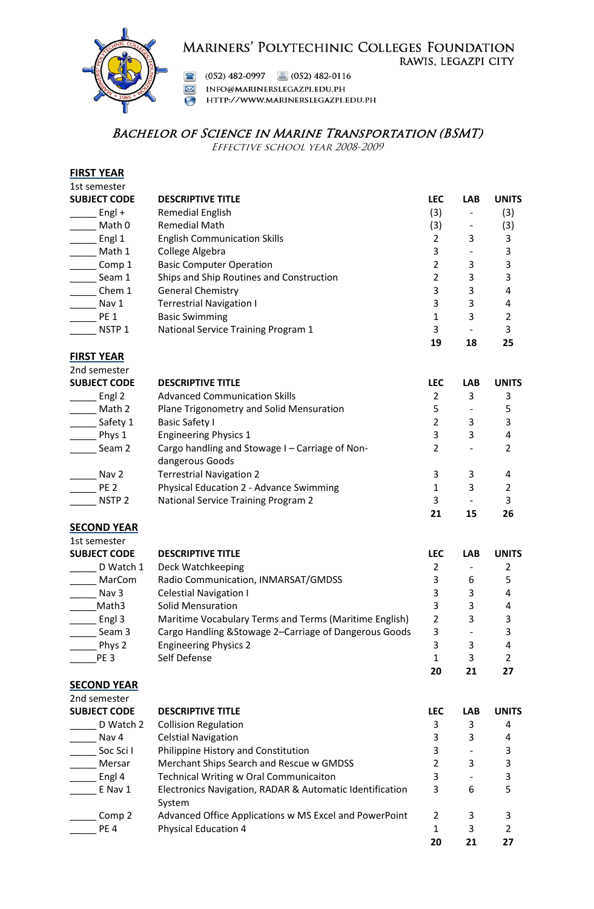# Mariners' Polytechinic Colleges Foundation

Rawis, Legazpi City

(052) 482-0997 (052) 482-0116

info@marinerslegazpi.edu.ph

http://www.marinerslegazpi.edu.ph

## Bachelor of Science in Marine Transportation (BSMT)

*Effective School Year 2008-2009*

### FIRST YEAR

1st semester

| SUBJECT CODE | DESCRIPTIVE TITLE | LEC | LAB | UNITS |
|---|---|---|---|---|
| _____ Engl + | Remedial English | (3) | - | (3) |
| _____ Math 0 | Remedial Math | (3) | - | (3) |
| _____ Engl 1 | English Communication Skills | 2 | 3 | 3 |
| _____ Math 1 | College Algebra | 3 | - | 3 |
| _____ Comp 1 | Basic Computer Operation | 2 | 3 | 3 |
| _____ Seam 1 | Ships and Ship Routines and Construction | 2 | 3 | 3 |
| _____ Chem 1 | General Chemistry | 3 | 3 | 4 |
| _____ Nav 1 | Terrestrial Navigation I | 3 | 3 | 4 |
| _____ PE 1 | Basic Swimming | 1 | 3 | 2 |
| _____ NSTP 1 | National Service Training Program 1 | 3 | - | 3 |
| | | **19** | **18** | **25** |

### FIRST YEAR

2nd semester

| SUBJECT CODE | DESCRIPTIVE TITLE | LEC | LAB | UNITS |
|---|---|---|---|---|
| _____ Engl 2 | Advanced Communication Skills | 2 | 3 | 3 |
| _____ Math 2 | Plane Trigonometry and Solid Mensuration | 5 | - | 5 |
| _____ Safety 1 | Basic Safety I | 2 | 3 | 3 |
| _____ Phys 1 | Engineering Physics 1 | 3 | 3 | 4 |
| _____ Seam 2 | Cargo handling and Stowage I – Carriage of Non-dangerous Goods | 2 | - | 2 |
| _____ Nav 2 | Terrestrial Navigation 2 | 3 | 3 | 4 |
| _____ PE 2 | Physical Education 2 - Advance Swimming | 1 | 3 | 2 |
| _____ NSTP 2 | National Service Training Program 2 | 3 | - | 3 |
| | | **21** | **15** | **26** |

### SECOND YEAR

1st semester

| SUBJECT CODE | DESCRIPTIVE TITLE | LEC | LAB | UNITS |
|---|---|---|---|---|
| _____ D Watch 1 | Deck Watchkeeping | 2 | - | 2 |
| _____ MarCom | Radio Communication, INMARSAT/GMDSS | 3 | 6 | 5 |
| _____ Nav 3 | Celestial Navigation I | 3 | 3 | 4 |
| _____Math3 | Solid Mensuration | 3 | 3 | 4 |
| _____ Engl 3 | Maritime Vocabulary Terms and Terms (Maritime English) | 2 | 3 | 3 |
| _____ Seam 3 | Cargo Handling &Stowage 2–Carriage of Dangerous Goods | 3 | - | 3 |
| _____ Phys 2 | Engineering Physics 2 | 3 | 3 | 4 |
| _____PE 3 | Self Defense | 1 | 3 | 2 |
| | | **20** | **21** | **27** |

### SECOND YEAR

2nd semester

| SUBJECT CODE | DESCRIPTIVE TITLE | LEC | LAB | UNITS |
|---|---|---|---|---|
| _____ D Watch 2 | Collision Regulation | 3 | 3 | 4 |
| _____ Nav 4 | Celstial Navigation | 3 | 3 | 4 |
| _____ Soc Sci I | Philippine History and Constitution | 3 | - | 3 |
| _____ Mersar | Merchant Ships Search and Rescue w GMDSS | 2 | 3 | 3 |
| _____ Engl 4 | Technical Writing w Oral Communicaiton | 3 | - | 3 |
| _____ E Nav 1 | Electronics Navigation, RADAR & Automatic Identification System | 3 | 6 | 5 |
| _____ Comp 2 | Advanced Office Applications w MS Excel and PowerPoint | 2 | 3 | 3 |
| _____ PE 4 | Physical Education 4 | 1 | 3 | 2 |
| | | **20** | **21** | **27** |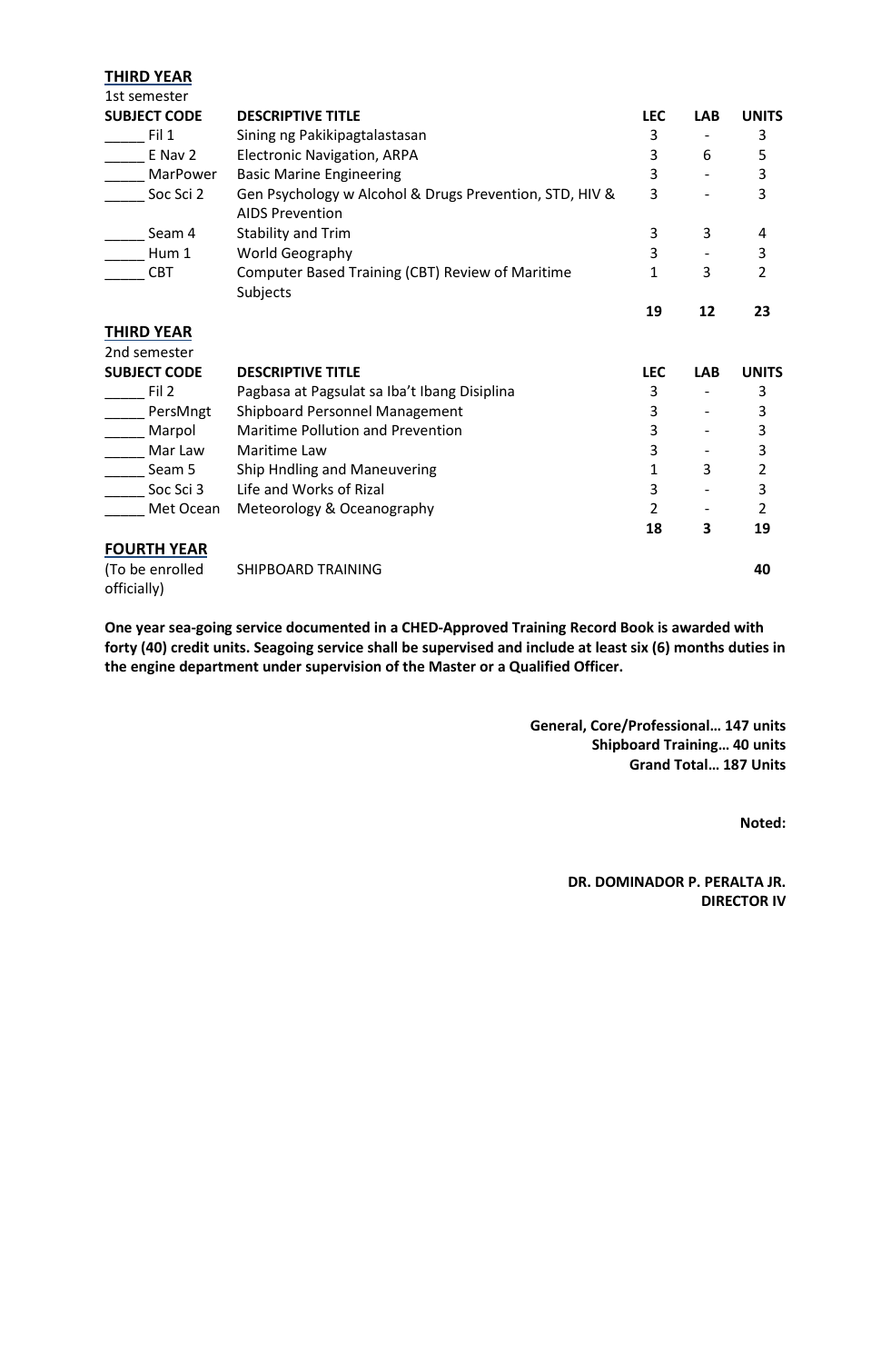**THIRD YEAR**

1st semester

| SUBJECT CODE | DESCRIPTIVE TITLE | LEC | LAB | UNITS |
|---|---|---|---|---|
| _____ Fil 1 | Sining ng Pakikipagtalastasan | 3 | - | 3 |
| _____ E Nav 2 | Electronic Navigation, ARPA | 3 | 6 | 5 |
| _____ MarPower | Basic Marine Engineering | 3 | - | 3 |
| _____ Soc Sci 2 | Gen Psychology w Alcohol & Drugs Prevention, STD, HIV & AIDS Prevention | 3 | - | 3 |
| _____ Seam 4 | Stability and Trim | 3 | 3 | 4 |
| _____ Hum 1 | World Geography | 3 | - | 3 |
| _____ CBT | Computer Based Training (CBT) Review of Maritime Subjects | 1 | 3 | 2 |
| | | **19** | **12** | **23** |

**THIRD YEAR**

2nd semester

| SUBJECT CODE | DESCRIPTIVE TITLE | LEC | LAB | UNITS |
|---|---|---|---|---|
| _____ Fil 2 | Pagbasa at Pagsulat sa Iba't Ibang Disiplina | 3 | - | 3 |
| _____ PersMngt | Shipboard Personnel Management | 3 | - | 3 |
| _____ Marpol | Maritime Pollution and Prevention | 3 | - | 3 |
| _____ Mar Law | Maritime Law | 3 | - | 3 |
| _____ Seam 5 | Ship Hndling and Maneuvering | 1 | 3 | 2 |
| _____ Soc Sci 3 | Life and Works of Rizal | 3 | - | 3 |
| _____ Met Ocean | Meteorology & Oceanography | 2 | - | 2 |
| | | **18** | **3** | **19** |

**FOURTH YEAR**

| | | | | |
|---|---|---|---|---|
| (To be enrolled officially) | SHIPBOARD TRAINING | | | **40** |

**One year sea-going service documented in a CHED-Approved Training Record Book is awarded with forty (40) credit units. Seagoing service shall be supervised and include at least six (6) months duties in the engine department under supervision of the Master or a Qualified Officer.**

**General, Core/Professional… 147 units**
**Shipboard Training… 40 units**
**Grand Total… 187 Units**

**Noted:**

**DR. DOMINADOR P. PERALTA JR.**
**DIRECTOR IV**